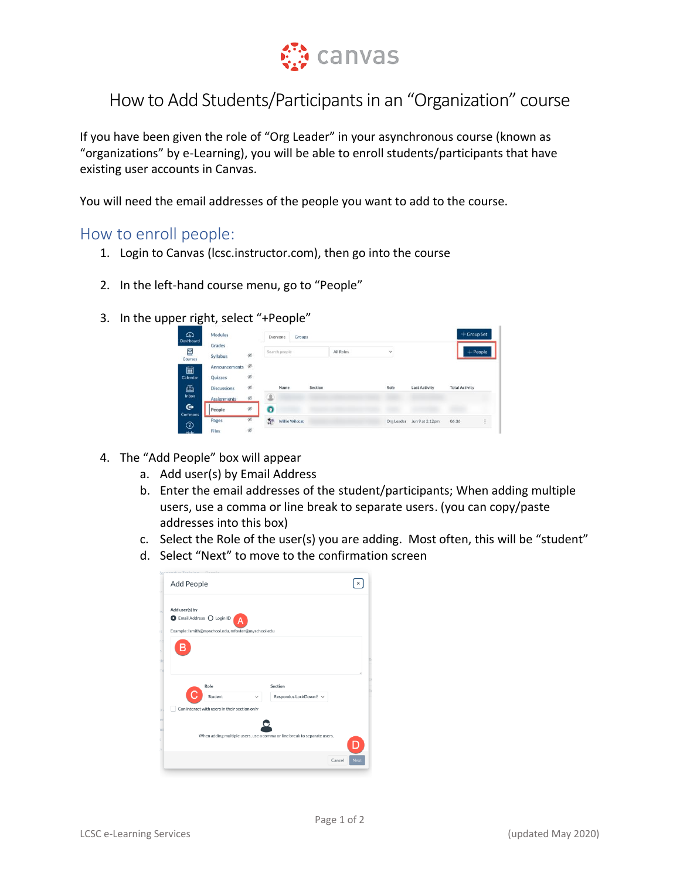# How to Add Students/Participants in an "Organization" course

If you have been given the role of "Org Leader" in your asynchronous course (known as "organizations" by e-Learning), you will be able to enroll students/participants that have existing user accounts in Canvas.

You will need the email addresses of the people you want to add to the course.

## How to enroll people:

1. Login to Canvas (lcsc.instructor.com), then go into the course
2. In the left-hand course menu, go to "People"
3. In the upper right, select "+People"
4. The "Add People" box will appear
   a. Add user(s) by Email Address
   b. Enter the email addresses of the student/participants; When adding multiple users, use a comma or line break to separate users. (you can copy/paste addresses into this box)
   c. Select the Role of the user(s) you are adding. Most often, this will be "student"
   d. Select "Next" to move to the confirmation screen

LCSC e-Learning Services (updated May 2020)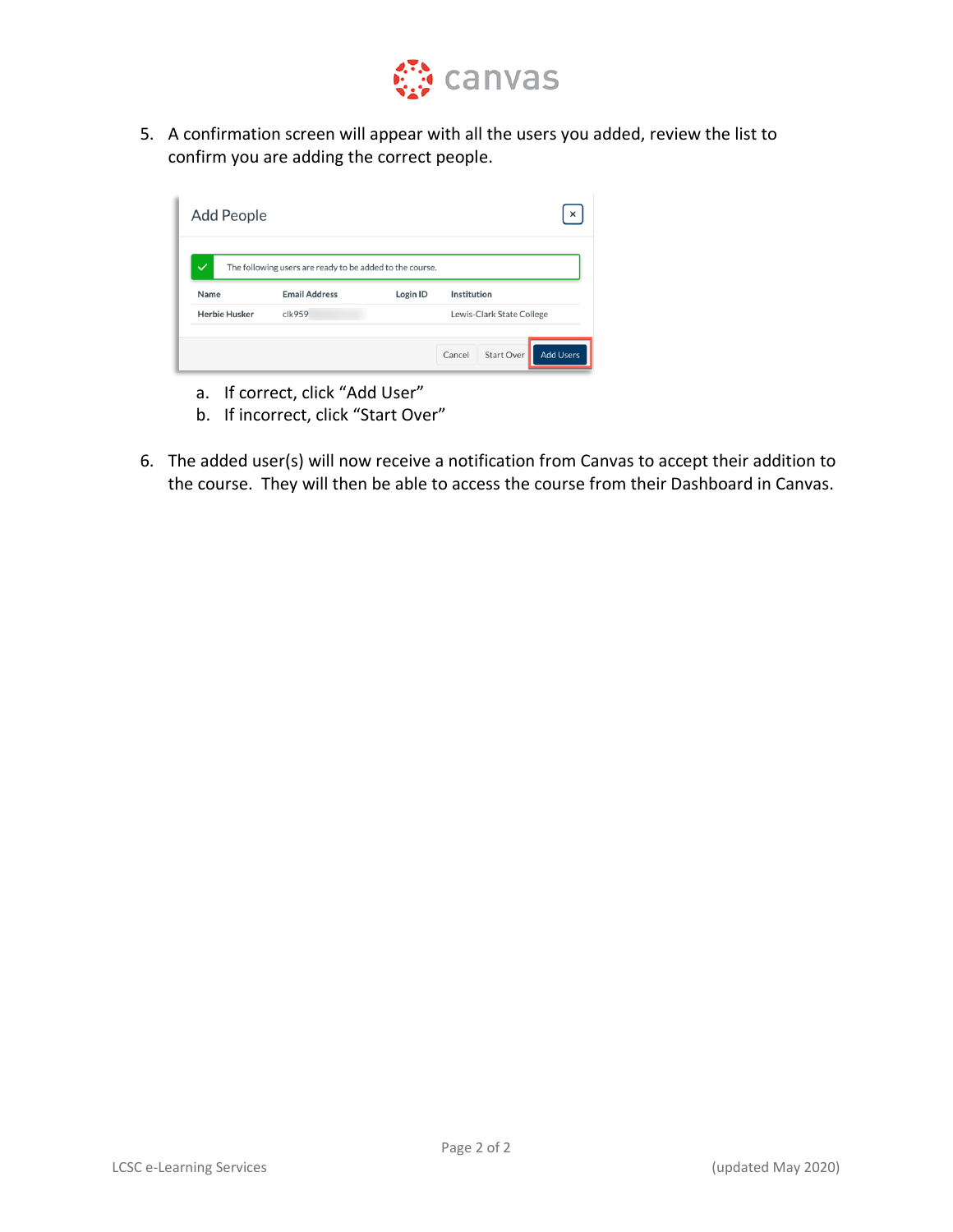5. A confirmation screen will appear with all the users you added, review the list to confirm you are adding the correct people.

   a. If correct, click "Add User"
   b. If incorrect, click "Start Over"

6. The added user(s) will now receive a notification from Canvas to accept their addition to the course. They will then be able to access the course from their Dashboard in Canvas.